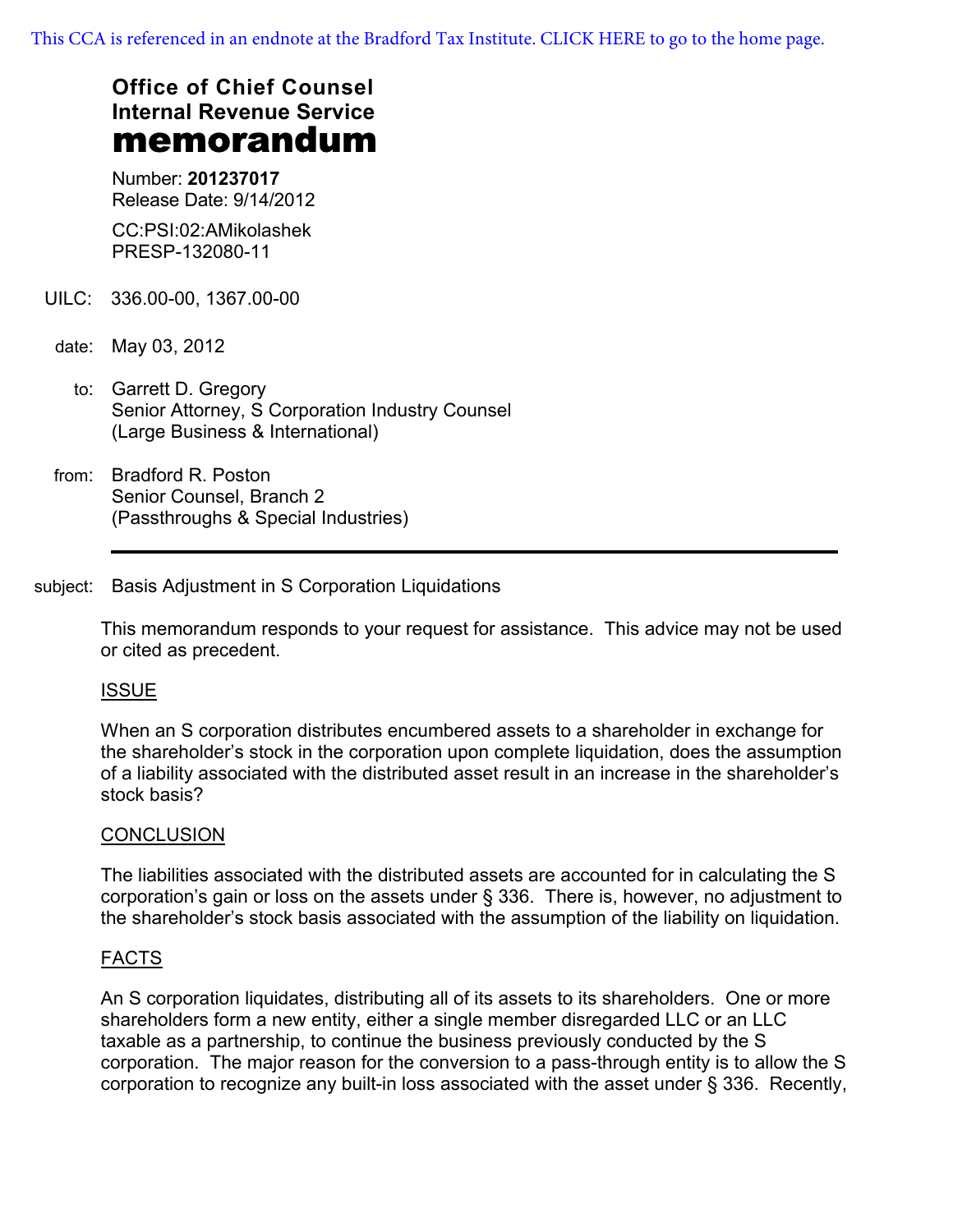This CCA is referenced in an endnote at the Bradford Tax Institute. CLICK HERE to go to the home page.

# Office of Chief Counsel
# Internal Revenue Service
# memorandum

Number: **201237017**
Release Date: 9/14/2012

CC:PSI:02:AMikolashek
PRESP-132080-11

UILC: 336.00-00, 1367.00-00

date: May 03, 2012

to: Garrett D. Gregory
Senior Attorney, S Corporation Industry Counsel
(Large Business & International)

from: Bradford R. Poston
Senior Counsel, Branch 2
(Passthroughs & Special Industries)

---

subject: Basis Adjustment in S Corporation Liquidations

This memorandum responds to your request for assistance. This advice may not be used or cited as precedent.

## ISSUE

When an S corporation distributes encumbered assets to a shareholder in exchange for the shareholder's stock in the corporation upon complete liquidation, does the assumption of a liability associated with the distributed asset result in an increase in the shareholder's stock basis?

## CONCLUSION

The liabilities associated with the distributed assets are accounted for in calculating the S corporation's gain or loss on the assets under § 336. There is, however, no adjustment to the shareholder's stock basis associated with the assumption of the liability on liquidation.

## FACTS

An S corporation liquidates, distributing all of its assets to its shareholders. One or more shareholders form a new entity, either a single member disregarded LLC or an LLC taxable as a partnership, to continue the business previously conducted by the S corporation. The major reason for the conversion to a pass-through entity is to allow the S corporation to recognize any built-in loss associated with the asset under § 336. Recently,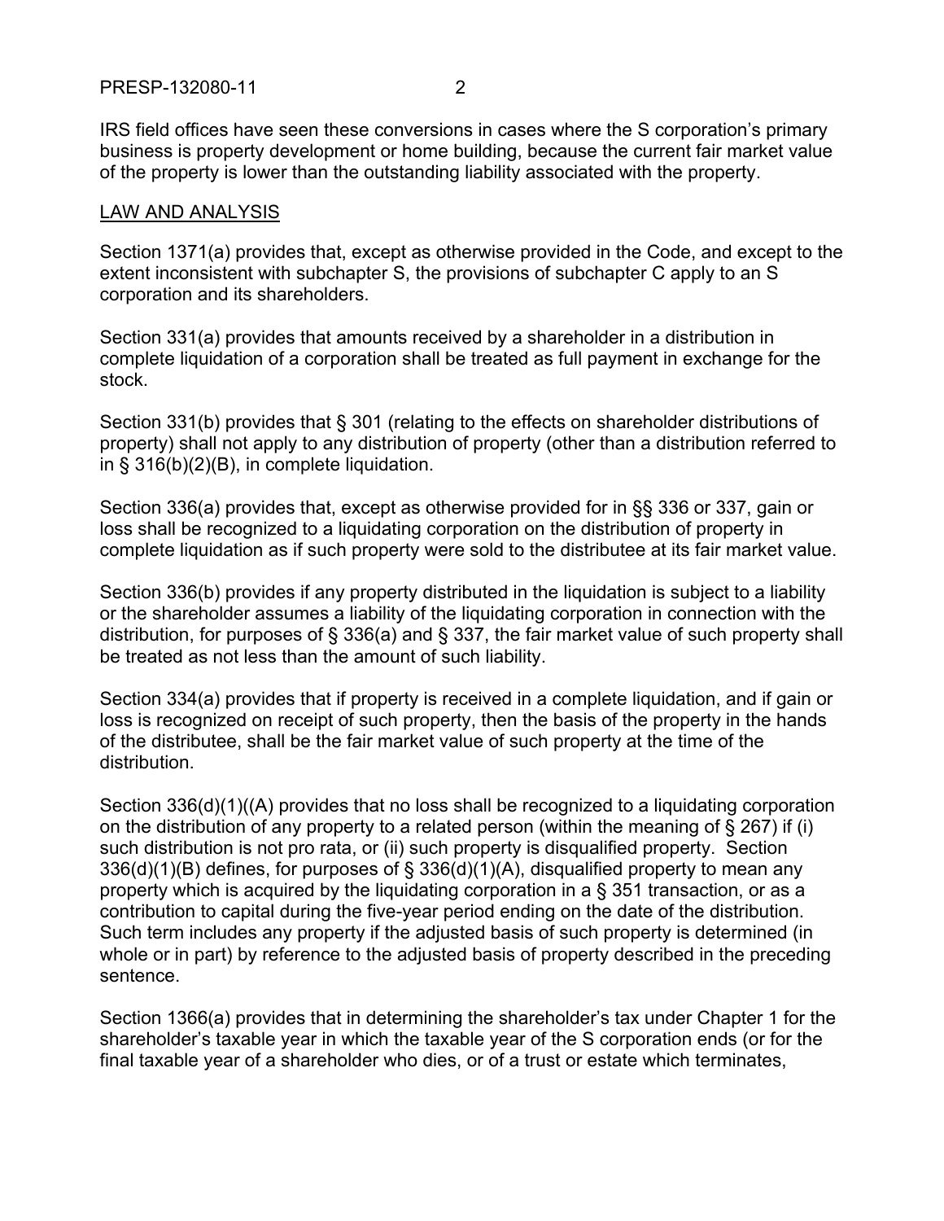IRS field offices have seen these conversions in cases where the S corporation's primary business is property development or home building, because the current fair market value of the property is lower than the outstanding liability associated with the property.

LAW AND ANALYSIS

Section 1371(a) provides that, except as otherwise provided in the Code, and except to the extent inconsistent with subchapter S, the provisions of subchapter C apply to an S corporation and its shareholders.

Section 331(a) provides that amounts received by a shareholder in a distribution in complete liquidation of a corporation shall be treated as full payment in exchange for the stock.

Section 331(b) provides that § 301 (relating to the effects on shareholder distributions of property) shall not apply to any distribution of property (other than a distribution referred to in § 316(b)(2)(B), in complete liquidation.

Section 336(a) provides that, except as otherwise provided for in §§ 336 or 337, gain or loss shall be recognized to a liquidating corporation on the distribution of property in complete liquidation as if such property were sold to the distributee at its fair market value.

Section 336(b) provides if any property distributed in the liquidation is subject to a liability or the shareholder assumes a liability of the liquidating corporation in connection with the distribution, for purposes of § 336(a) and § 337, the fair market value of such property shall be treated as not less than the amount of such liability.

Section 334(a) provides that if property is received in a complete liquidation, and if gain or loss is recognized on receipt of such property, then the basis of the property in the hands of the distributee, shall be the fair market value of such property at the time of the distribution.

Section 336(d)(1)((A) provides that no loss shall be recognized to a liquidating corporation on the distribution of any property to a related person (within the meaning of § 267) if (i) such distribution is not pro rata, or (ii) such property is disqualified property. Section 336(d)(1)(B) defines, for purposes of § 336(d)(1)(A), disqualified property to mean any property which is acquired by the liquidating corporation in a § 351 transaction, or as a contribution to capital during the five-year period ending on the date of the distribution. Such term includes any property if the adjusted basis of such property is determined (in whole or in part) by reference to the adjusted basis of property described in the preceding sentence.

Section 1366(a) provides that in determining the shareholder's tax under Chapter 1 for the shareholder's taxable year in which the taxable year of the S corporation ends (or for the final taxable year of a shareholder who dies, or of a trust or estate which terminates,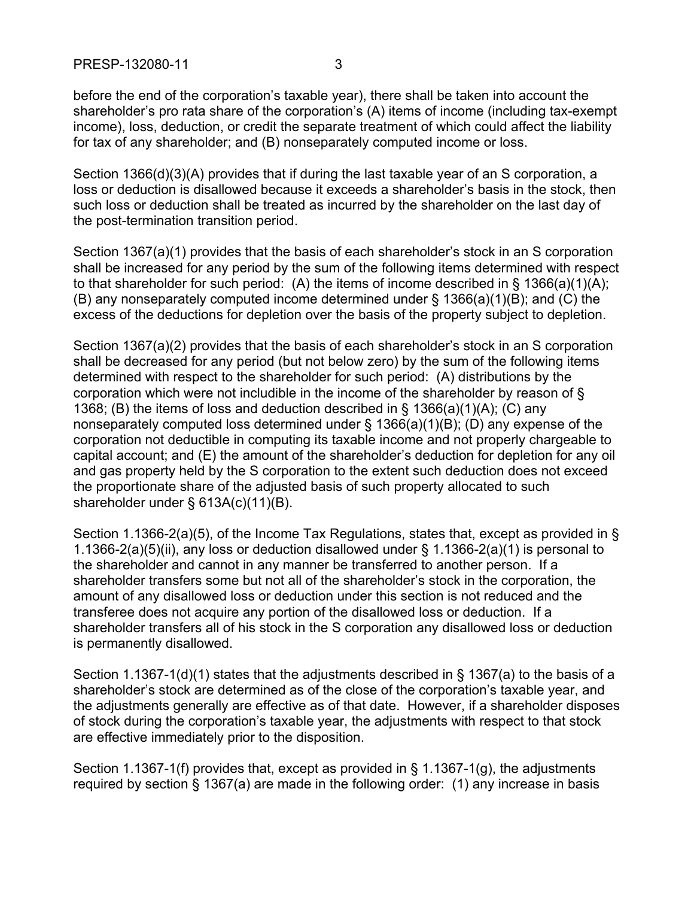before the end of the corporation's taxable year), there shall be taken into account the shareholder's pro rata share of the corporation's (A) items of income (including tax-exempt income), loss, deduction, or credit the separate treatment of which could affect the liability for tax of any shareholder; and (B) nonseparately computed income or loss.

Section 1366(d)(3)(A) provides that if during the last taxable year of an S corporation, a loss or deduction is disallowed because it exceeds a shareholder's basis in the stock, then such loss or deduction shall be treated as incurred by the shareholder on the last day of the post-termination transition period.

Section 1367(a)(1) provides that the basis of each shareholder's stock in an S corporation shall be increased for any period by the sum of the following items determined with respect to that shareholder for such period: (A) the items of income described in § 1366(a)(1)(A); (B) any nonseparately computed income determined under § 1366(a)(1)(B); and (C) the excess of the deductions for depletion over the basis of the property subject to depletion.

Section 1367(a)(2) provides that the basis of each shareholder's stock in an S corporation shall be decreased for any period (but not below zero) by the sum of the following items determined with respect to the shareholder for such period: (A) distributions by the corporation which were not includible in the income of the shareholder by reason of § 1368; (B) the items of loss and deduction described in § 1366(a)(1)(A); (C) any nonseparately computed loss determined under § 1366(a)(1)(B); (D) any expense of the corporation not deductible in computing its taxable income and not properly chargeable to capital account; and (E) the amount of the shareholder's deduction for depletion for any oil and gas property held by the S corporation to the extent such deduction does not exceed the proportionate share of the adjusted basis of such property allocated to such shareholder under § 613A(c)(11)(B).

Section 1.1366-2(a)(5), of the Income Tax Regulations, states that, except as provided in § 1.1366-2(a)(5)(ii), any loss or deduction disallowed under § 1.1366-2(a)(1) is personal to the shareholder and cannot in any manner be transferred to another person. If a shareholder transfers some but not all of the shareholder's stock in the corporation, the amount of any disallowed loss or deduction under this section is not reduced and the transferee does not acquire any portion of the disallowed loss or deduction. If a shareholder transfers all of his stock in the S corporation any disallowed loss or deduction is permanently disallowed.

Section 1.1367-1(d)(1) states that the adjustments described in § 1367(a) to the basis of a shareholder's stock are determined as of the close of the corporation's taxable year, and the adjustments generally are effective as of that date. However, if a shareholder disposes of stock during the corporation's taxable year, the adjustments with respect to that stock are effective immediately prior to the disposition.

Section 1.1367-1(f) provides that, except as provided in § 1.1367-1(g), the adjustments required by section § 1367(a) are made in the following order: (1) any increase in basis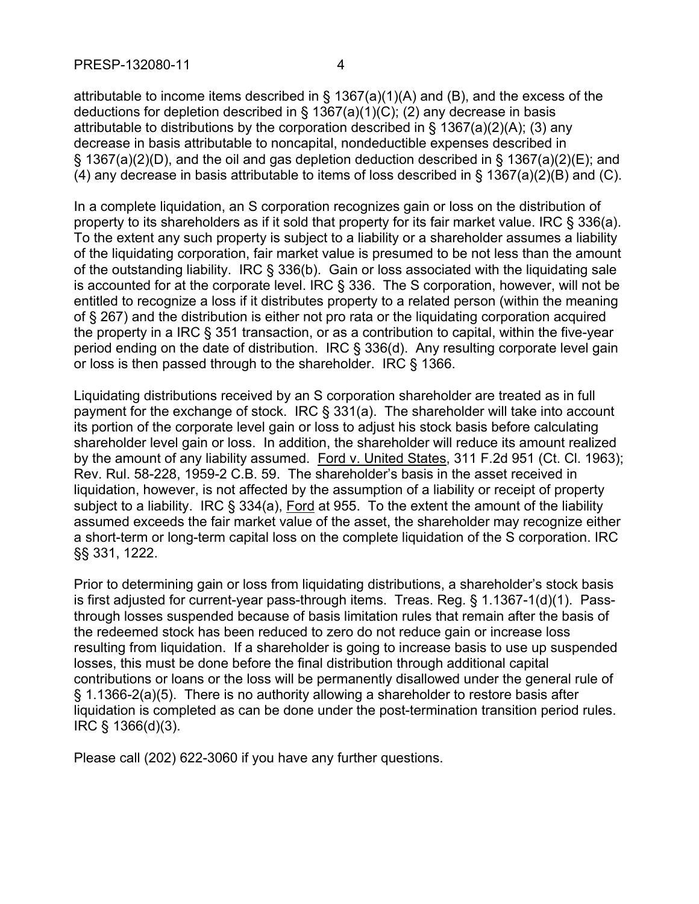attributable to income items described in § 1367(a)(1)(A) and (B), and the excess of the deductions for depletion described in § 1367(a)(1)(C); (2) any decrease in basis attributable to distributions by the corporation described in § 1367(a)(2)(A); (3) any decrease in basis attributable to noncapital, nondeductible expenses described in § 1367(a)(2)(D), and the oil and gas depletion deduction described in § 1367(a)(2)(E); and (4) any decrease in basis attributable to items of loss described in § 1367(a)(2)(B) and (C).

In a complete liquidation, an S corporation recognizes gain or loss on the distribution of property to its shareholders as if it sold that property for its fair market value. IRC § 336(a). To the extent any such property is subject to a liability or a shareholder assumes a liability of the liquidating corporation, fair market value is presumed to be not less than the amount of the outstanding liability. IRC § 336(b). Gain or loss associated with the liquidating sale is accounted for at the corporate level. IRC § 336. The S corporation, however, will not be entitled to recognize a loss if it distributes property to a related person (within the meaning of § 267) and the distribution is either not pro rata or the liquidating corporation acquired the property in a IRC § 351 transaction, or as a contribution to capital, within the five-year period ending on the date of distribution. IRC § 336(d). Any resulting corporate level gain or loss is then passed through to the shareholder. IRC § 1366.

Liquidating distributions received by an S corporation shareholder are treated as in full payment for the exchange of stock. IRC § 331(a). The shareholder will take into account its portion of the corporate level gain or loss to adjust his stock basis before calculating shareholder level gain or loss. In addition, the shareholder will reduce its amount realized by the amount of any liability assumed. Ford v. United States, 311 F.2d 951 (Ct. Cl. 1963); Rev. Rul. 58-228, 1959-2 C.B. 59. The shareholder's basis in the asset received in liquidation, however, is not affected by the assumption of a liability or receipt of property subject to a liability. IRC § 334(a), Ford at 955. To the extent the amount of the liability assumed exceeds the fair market value of the asset, the shareholder may recognize either a short-term or long-term capital loss on the complete liquidation of the S corporation. IRC §§ 331, 1222.

Prior to determining gain or loss from liquidating distributions, a shareholder's stock basis is first adjusted for current-year pass-through items. Treas. Reg. § 1.1367-1(d)(1). Pass-through losses suspended because of basis limitation rules that remain after the basis of the redeemed stock has been reduced to zero do not reduce gain or increase loss resulting from liquidation. If a shareholder is going to increase basis to use up suspended losses, this must be done before the final distribution through additional capital contributions or loans or the loss will be permanently disallowed under the general rule of § 1.1366-2(a)(5). There is no authority allowing a shareholder to restore basis after liquidation is completed as can be done under the post-termination transition period rules. IRC § 1366(d)(3).

Please call (202) 622-3060 if you have any further questions.